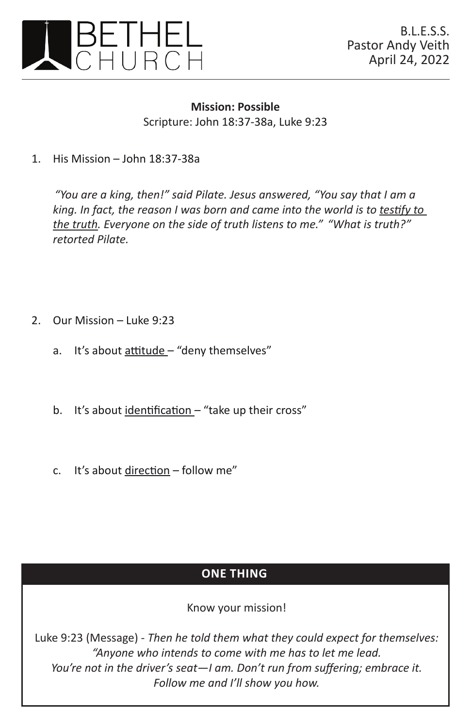# BETHEL CHURCH

B.L.E.S.S.
Pastor Andy Veith
April 24, 2022

---

**Mission: Possible**

Scripture: John 18:37-38a, Luke 9:23

1. His Mission – John 18:37-38a

   *"You are a king, then!" said Pilate. Jesus answered, "You say that I am a king. In fact, the reason I was born and came into the world is to testify to the truth. Everyone on the side of truth listens to me." "What is truth?" retorted Pilate.*

2. Our Mission – Luke 9:23

   a. It's about attitude – "deny themselves"

   b. It's about identification – "take up their cross"

   c. It's about direction – follow me"

## ONE THING

Know your mission!

Luke 9:23 (Message) - *Then he told them what they could expect for themselves: "Anyone who intends to come with me has to let me lead. You're not in the driver's seat—I am. Don't run from suffering; embrace it. Follow me and I'll show you how.*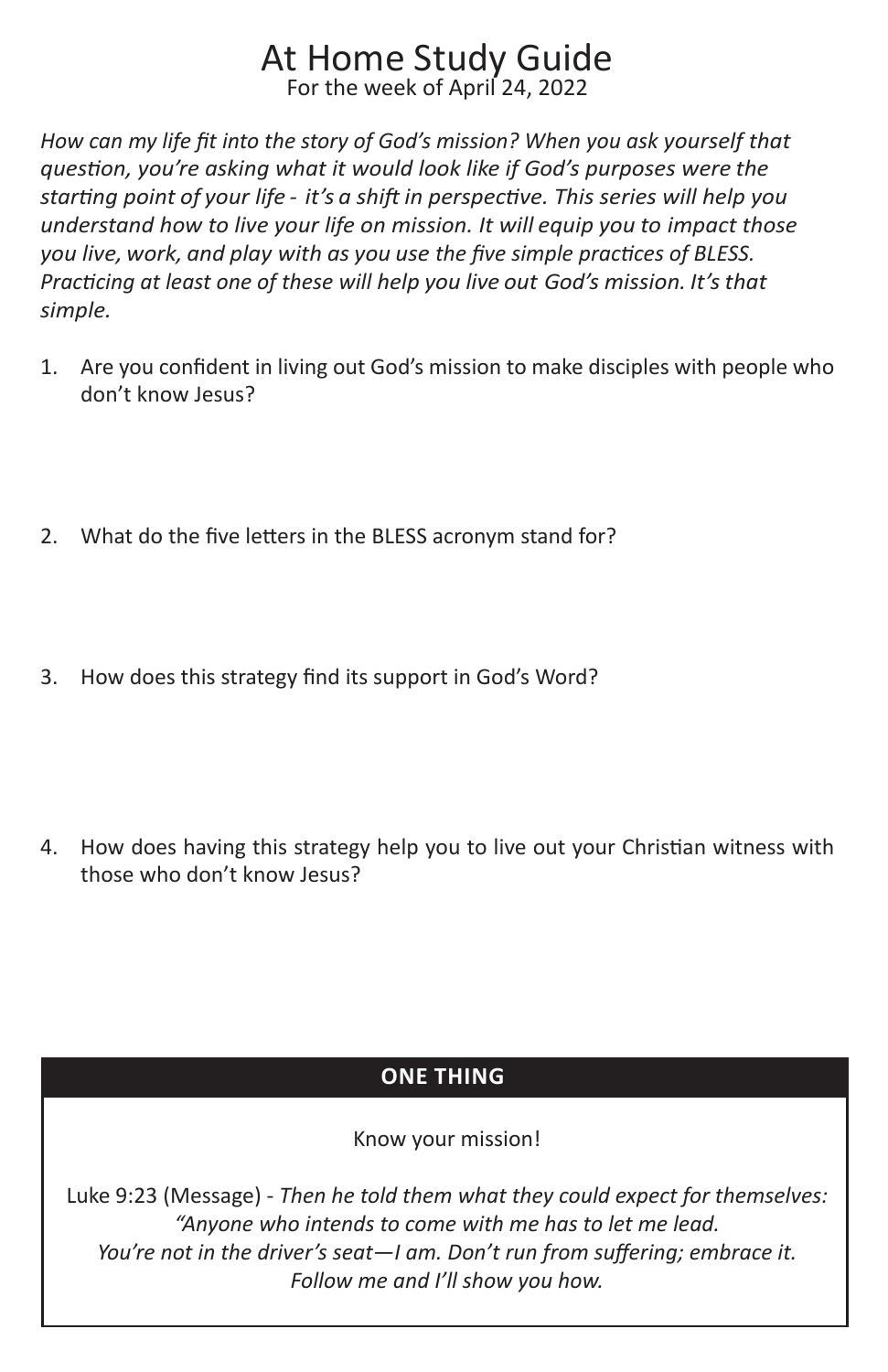# At Home Study Guide

For the week of April 24, 2022

*How can my life fit into the story of God's mission? When you ask yourself that question, you're asking what it would look like if God's purposes were the starting point of your life - it's a shift in perspective. This series will help you understand how to live your life on mission. It will equip you to impact those you live, work, and play with as you use the five simple practices of BLESS. Practicing at least one of these will help you live out God's mission. It's that simple.*

1. Are you confident in living out God's mission to make disciples with people who don't know Jesus?

2. What do the five letters in the BLESS acronym stand for?

3. How does this strategy find its support in God's Word?

4. How does having this strategy help you to live out your Christian witness with those who don't know Jesus?

## ONE THING

Know your mission!

Luke 9:23 (Message) - *Then he told them what they could expect for themselves: "Anyone who intends to come with me has to let me lead. You're not in the driver's seat—I am. Don't run from suffering; embrace it. Follow me and I'll show you how.*